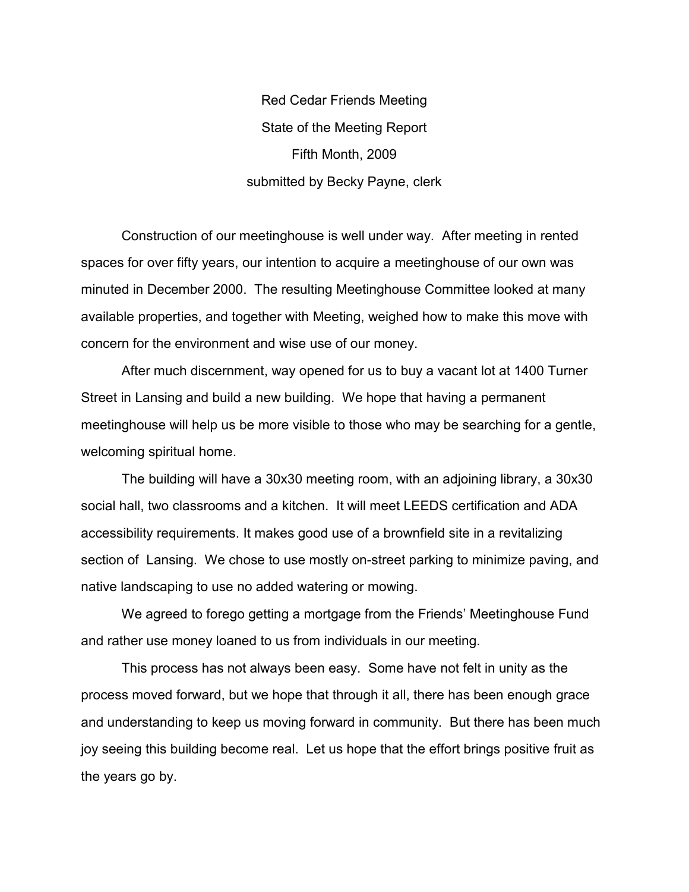Red Cedar Friends Meeting

State of the Meeting Report

Fifth Month, 2009

submitted by Becky Payne, clerk

Construction of our meetinghouse is well under way. After meeting in rented spaces for over fifty years, our intention to acquire a meetinghouse of our own was minuted in December 2000. The resulting Meetinghouse Committee looked at many available properties, and together with Meeting, weighed how to make this move with concern for the environment and wise use of our money.

After much discernment, way opened for us to buy a vacant lot at 1400 Turner Street in Lansing and build a new building. We hope that having a permanent meetinghouse will help us be more visible to those who may be searching for a gentle, welcoming spiritual home.

The building will have a 30x30 meeting room, with an adjoining library, a 30x30 social hall, two classrooms and a kitchen. It will meet LEEDS certification and ADA accessibility requirements. It makes good use of a brownfield site in a revitalizing section of Lansing. We chose to use mostly on-street parking to minimize paving, and native landscaping to use no added watering or mowing.

We agreed to forego getting a mortgage from the Friends' Meetinghouse Fund and rather use money loaned to us from individuals in our meeting.

This process has not always been easy. Some have not felt in unity as the process moved forward, but we hope that through it all, there has been enough grace and understanding to keep us moving forward in community. But there has been much joy seeing this building become real. Let us hope that the effort brings positive fruit as the years go by.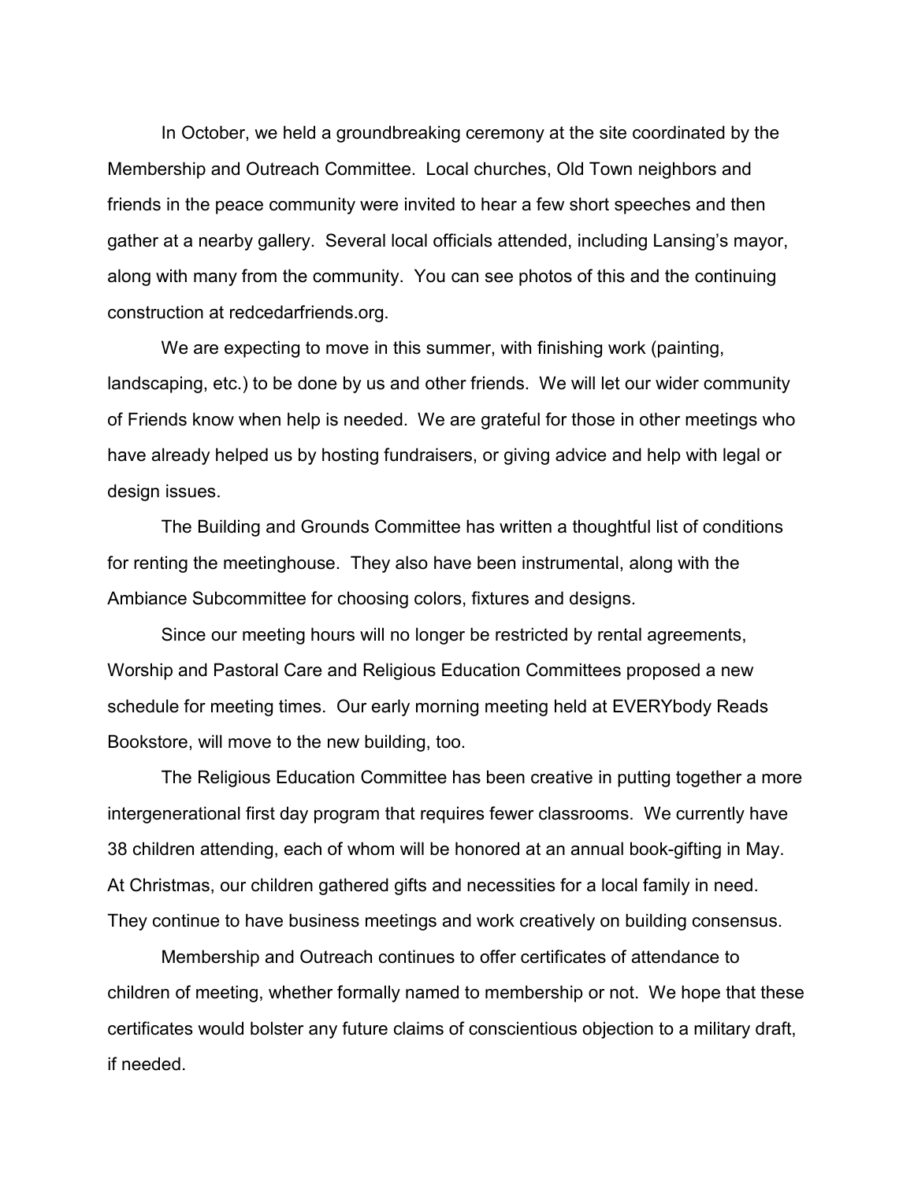In October, we held a groundbreaking ceremony at the site coordinated by the Membership and Outreach Committee. Local churches, Old Town neighbors and friends in the peace community were invited to hear a few short speeches and then gather at a nearby gallery. Several local officials attended, including Lansing's mayor, along with many from the community. You can see photos of this and the continuing construction at redcedarfriends.org.

We are expecting to move in this summer, with finishing work (painting, landscaping, etc.) to be done by us and other friends. We will let our wider community of Friends know when help is needed. We are grateful for those in other meetings who have already helped us by hosting fundraisers, or giving advice and help with legal or design issues.

The Building and Grounds Committee has written a thoughtful list of conditions for renting the meetinghouse. They also have been instrumental, along with the Ambiance Subcommittee for choosing colors, fixtures and designs.

Since our meeting hours will no longer be restricted by rental agreements, Worship and Pastoral Care and Religious Education Committees proposed a new schedule for meeting times. Our early morning meeting held at EVERYbody Reads Bookstore, will move to the new building, too.

The Religious Education Committee has been creative in putting together a more intergenerational first day program that requires fewer classrooms. We currently have 38 children attending, each of whom will be honored at an annual book-gifting in May. At Christmas, our children gathered gifts and necessities for a local family in need. They continue to have business meetings and work creatively on building consensus.

Membership and Outreach continues to offer certificates of attendance to children of meeting, whether formally named to membership or not. We hope that these certificates would bolster any future claims of conscientious objection to a military draft, if needed.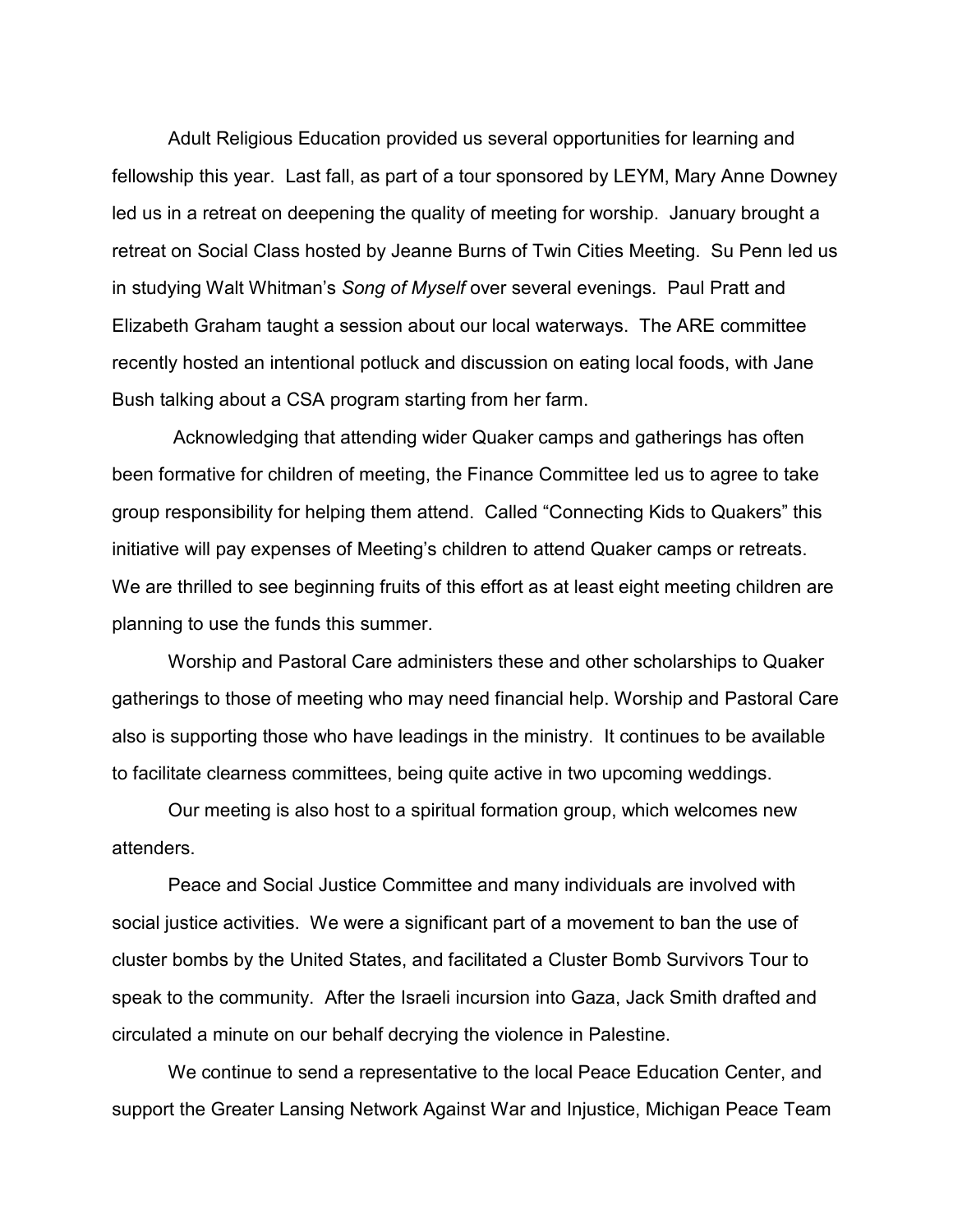Adult Religious Education provided us several opportunities for learning and fellowship this year. Last fall, as part of a tour sponsored by LEYM, Mary Anne Downey led us in a retreat on deepening the quality of meeting for worship. January brought a retreat on Social Class hosted by Jeanne Burns of Twin Cities Meeting. Su Penn led us in studying Walt Whitman's *Song of Myself* over several evenings. Paul Pratt and Elizabeth Graham taught a session about our local waterways. The ARE committee recently hosted an intentional potluck and discussion on eating local foods, with Jane Bush talking about a CSA program starting from her farm.

Acknowledging that attending wider Quaker camps and gatherings has often been formative for children of meeting, the Finance Committee led us to agree to take group responsibility for helping them attend. Called "Connecting Kids to Quakers" this initiative will pay expenses of Meeting's children to attend Quaker camps or retreats. We are thrilled to see beginning fruits of this effort as at least eight meeting children are planning to use the funds this summer.

Worship and Pastoral Care administers these and other scholarships to Quaker gatherings to those of meeting who may need financial help. Worship and Pastoral Care also is supporting those who have leadings in the ministry. It continues to be available to facilitate clearness committees, being quite active in two upcoming weddings.

Our meeting is also host to a spiritual formation group, which welcomes new attenders.

Peace and Social Justice Committee and many individuals are involved with social justice activities. We were a significant part of a movement to ban the use of cluster bombs by the United States, and facilitated a Cluster Bomb Survivors Tour to speak to the community. After the Israeli incursion into Gaza, Jack Smith drafted and circulated a minute on our behalf decrying the violence in Palestine.

We continue to send a representative to the local Peace Education Center, and support the Greater Lansing Network Against War and Injustice, Michigan Peace Team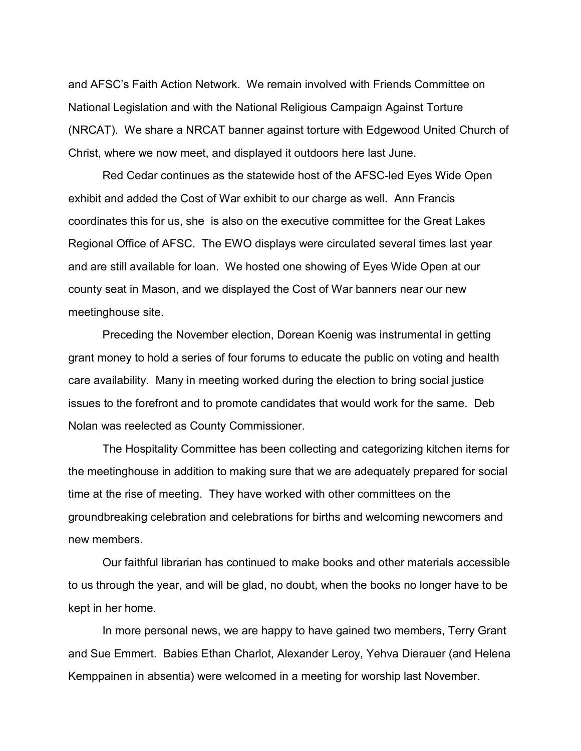and AFSC's Faith Action Network. We remain involved with Friends Committee on National Legislation and with the National Religious Campaign Against Torture (NRCAT). We share a NRCAT banner against torture with Edgewood United Church of Christ, where we now meet, and displayed it outdoors here last June.

Red Cedar continues as the statewide host of the AFSC-led Eyes Wide Open exhibit and added the Cost of War exhibit to our charge as well. Ann Francis coordinates this for us, she is also on the executive committee for the Great Lakes Regional Office of AFSC. The EWO displays were circulated several times last year and are still available for loan. We hosted one showing of Eyes Wide Open at our county seat in Mason, and we displayed the Cost of War banners near our new meetinghouse site.

Preceding the November election, Dorean Koenig was instrumental in getting grant money to hold a series of four forums to educate the public on voting and health care availability. Many in meeting worked during the election to bring social justice issues to the forefront and to promote candidates that would work for the same. Deb Nolan was reelected as County Commissioner.

The Hospitality Committee has been collecting and categorizing kitchen items for the meetinghouse in addition to making sure that we are adequately prepared for social time at the rise of meeting. They have worked with other committees on the groundbreaking celebration and celebrations for births and welcoming newcomers and new members.

Our faithful librarian has continued to make books and other materials accessible to us through the year, and will be glad, no doubt, when the books no longer have to be kept in her home.

In more personal news, we are happy to have gained two members, Terry Grant and Sue Emmert. Babies Ethan Charlot, Alexander Leroy, Yehva Dierauer (and Helena Kemppainen in absentia) were welcomed in a meeting for worship last November.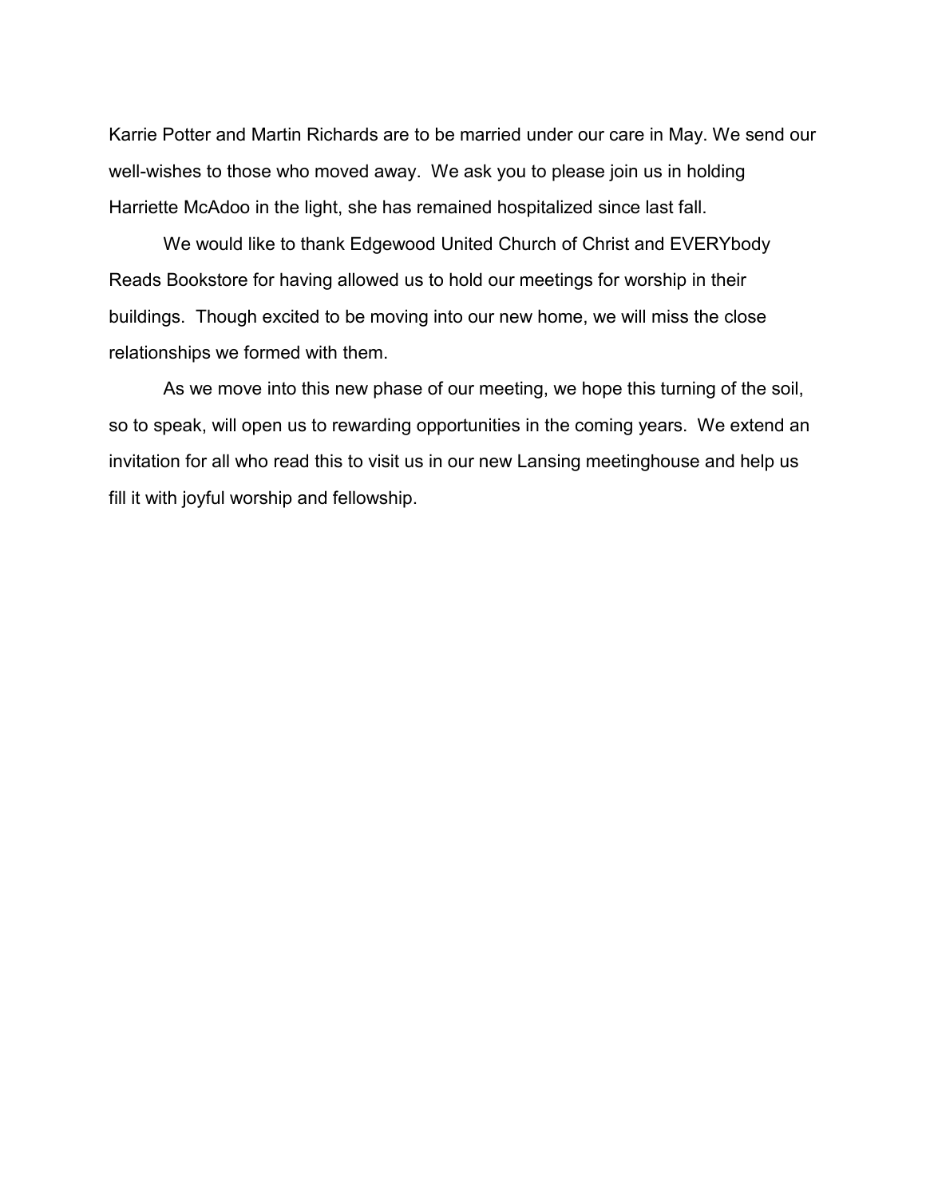Karrie Potter and Martin Richards are to be married under our care in May. We send our well-wishes to those who moved away. We ask you to please join us in holding Harriette McAdoo in the light, she has remained hospitalized since last fall.

We would like to thank Edgewood United Church of Christ and EVERYbody Reads Bookstore for having allowed us to hold our meetings for worship in their buildings. Though excited to be moving into our new home, we will miss the close relationships we formed with them.

As we move into this new phase of our meeting, we hope this turning of the soil, so to speak, will open us to rewarding opportunities in the coming years. We extend an invitation for all who read this to visit us in our new Lansing meetinghouse and help us fill it with joyful worship and fellowship.